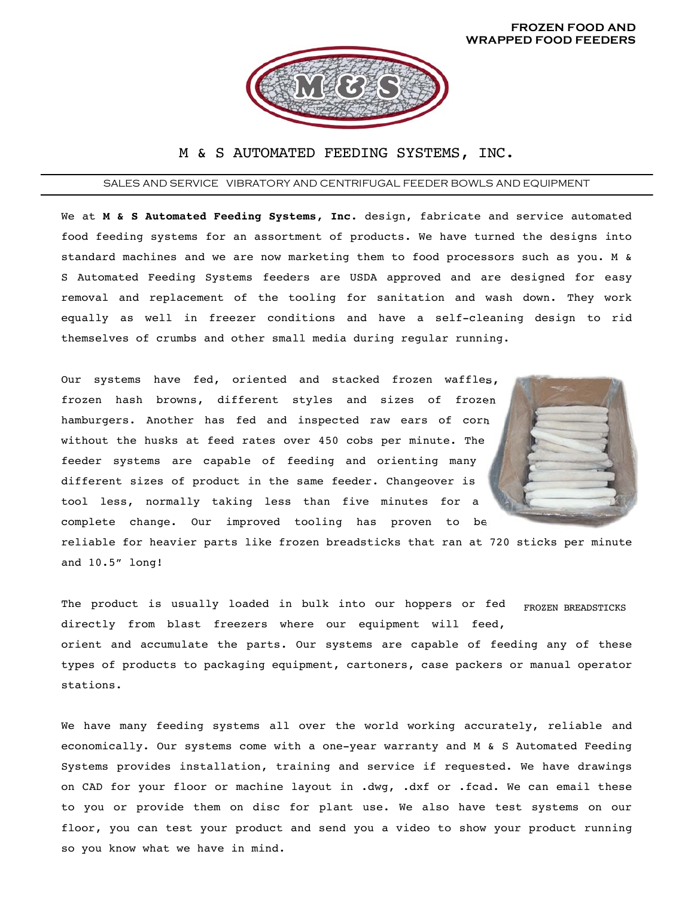**FROZEN FOOD AND WRAPPED FOOD FEEDERS**

# M & S AUTOMATED FEEDING SYSTEMS, INC.

SALES AND SERVICE VIBRATORY AND CENTRIFUGAL FEEDER BOWLS AND EQUIPMENT

We at **M & S Automated Feeding Systems, Inc.** design, fabricate and service automated food feeding systems for an assortment of products. We have turned the designs into standard machines and we are now marketing them to food processors such as you. M & S Automated Feeding Systems feeders are USDA approved and are designed for easy removal and replacement of the tooling for sanitation and wash down. They work equally as well in freezer conditions and have a self-cleaning design to rid themselves of crumbs and other small media during regular running.

Our systems have fed, oriented and stacked frozen waffles, frozen hash browns, different styles and sizes of frozen hamburgers. Another has fed and inspected raw ears of corn without the husks at feed rates over 450 cobs per minute. The feeder systems are capable of feeding and orienting many different sizes of product in the same feeder. Changeover is tool less, normally taking less than five minutes for a complete change. Our improved tooling has proven to be reliable for heavier parts like frozen breadsticks that ran at 720 sticks per minute and 10.5″ long!

FROZEN BREADSTICKS

The product is usually loaded in bulk into our hoppers or fed directly from blast freezers where our equipment will feed, orient and accumulate the parts. Our systems are capable of feeding any of these types of products to packaging equipment, cartoners, case packers or manual operator stations.

We have many feeding systems all over the world working accurately, reliable and economically. Our systems come with a one-year warranty and M & S Automated Feeding Systems provides installation, training and service if requested. We have drawings on CAD for your floor or machine layout in .dwg, .dxf or .fcad. We can email these to you or provide them on disc for plant use. We also have test systems on our floor, you can test your product and send you a video to show your product running so you know what we have in mind.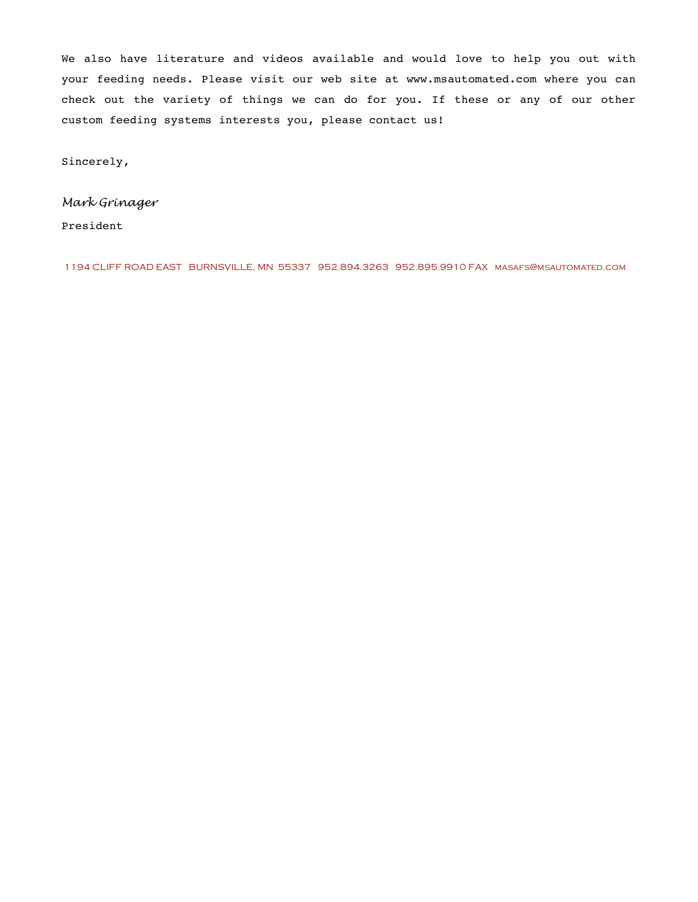We also have literature and videos available and would love to help you out with your feeding needs. Please visit our web site at www.msautomated.com where you can check out the variety of things we can do for you. If these or any of our other custom feeding systems interests you, please contact us!

Sincerely,

*Mark Grinager*

President

1194 CLIFF ROAD EAST BURNSVILLE, MN 55337 952.894.3263 952.895.9910 FAX masafs@msautomated.com